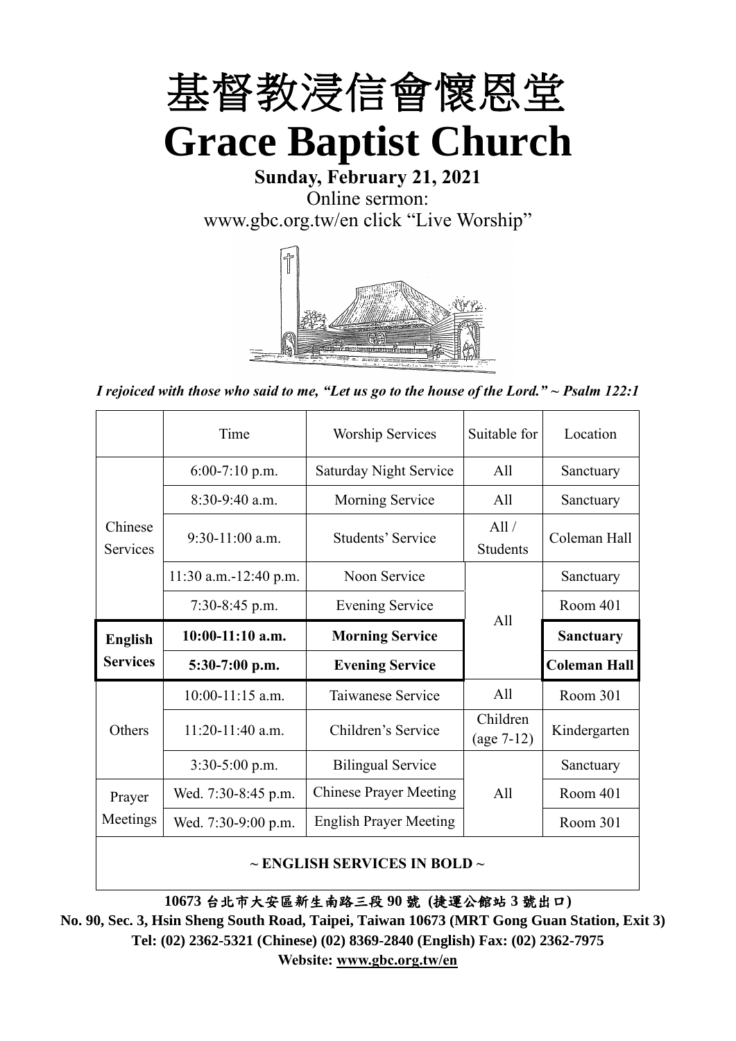# 基督教浸信會懷恩堂
# Grace Baptist Church

**Sunday, February 21, 2021**

Online sermon:
www.gbc.org.tw/en click "Live Worship"

*I rejoiced with those who said to me, "Let us go to the house of the Lord." ~ Psalm 122:1*

| | Time | Worship Services | Suitable for | Location |
|---|---|---|---|---|
| Chinese Services | 6:00-7:10 p.m. | Saturday Night Service | All | Sanctuary |
| | 8:30-9:40 a.m. | Morning Service | All | Sanctuary |
| | 9:30-11:00 a.m. | Students' Service | All / Students | Coleman Hall |
| | 11:30 a.m.-12:40 p.m. | Noon Service | All | Sanctuary |
| | 7:30-8:45 p.m. | Evening Service | | Room 401 |
| **English Services** | **10:00-11:10 a.m.** | **Morning Service** | | **Sanctuary** |
| | **5:30-7:00 p.m.** | **Evening Service** | | **Coleman Hall** |
| Others | 10:00-11:15 a.m. | Taiwanese Service | All | Room 301 |
| | 11:20-11:40 a.m. | Children's Service | Children (age 7-12) | Kindergarten |
| | 3:30-5:00 p.m. | Bilingual Service | All | Sanctuary |
| Prayer Meetings | Wed. 7:30-8:45 p.m. | Chinese Prayer Meeting | | Room 401 |
| | Wed. 7:30-9:00 p.m. | English Prayer Meeting | | Room 301 |

**~ ENGLISH SERVICES IN BOLD ~**

**10673 台北市大安區新生南路三段 90 號 (捷運公館站 3 號出口)**

**No. 90, Sec. 3, Hsin Sheng South Road, Taipei, Taiwan 10673 (MRT Gong Guan Station, Exit 3)**

**Tel: (02) 2362-5321 (Chinese) (02) 8369-2840 (English) Fax: (02) 2362-7975**

**Website: www.gbc.org.tw/en**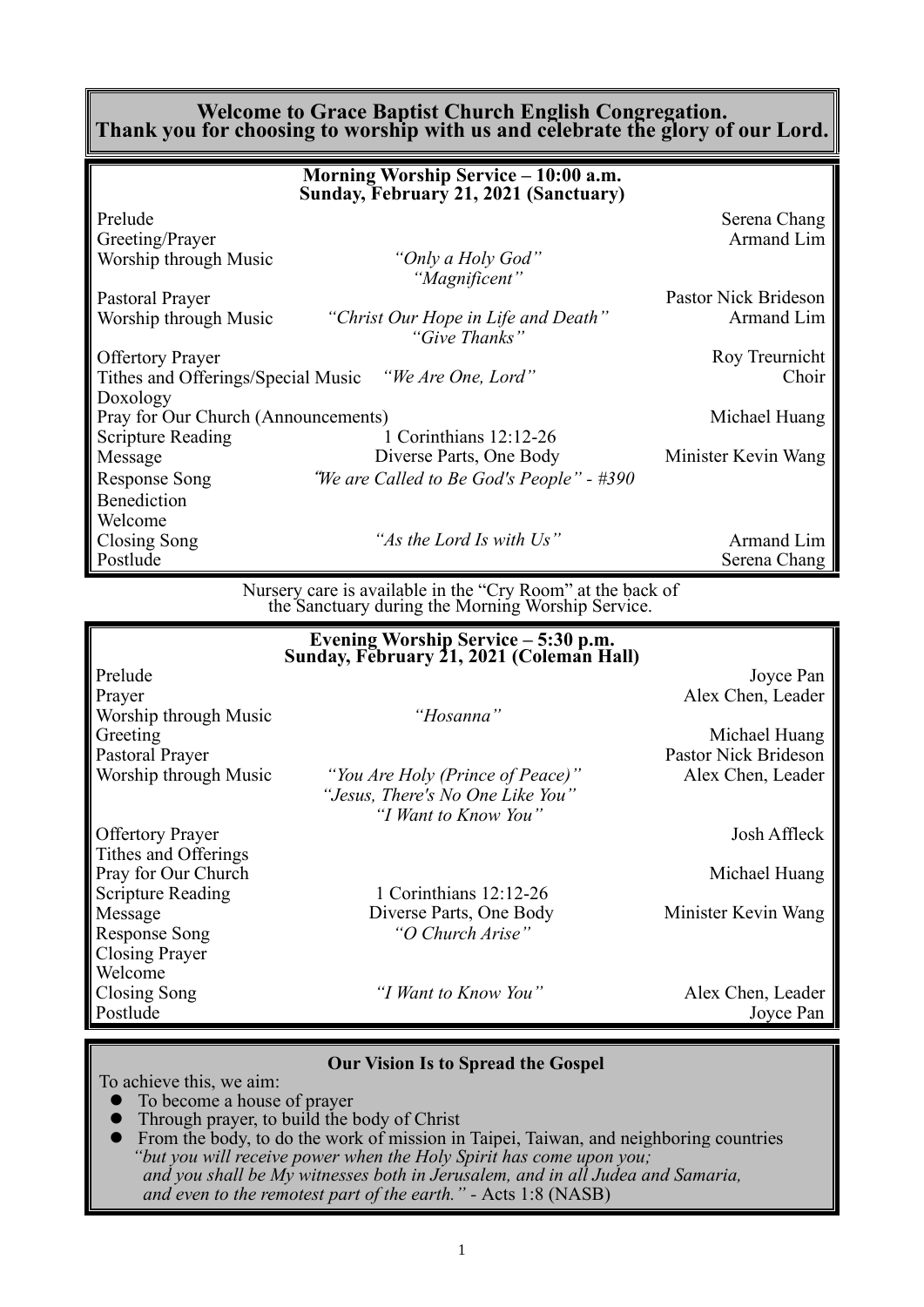# Welcome to Grace Baptist Church English Congregation. Thank you for choosing to worship with us and celebrate the glory of our Lord.

## Morning Worship Service – 10:00 a.m.
### Sunday, February 21, 2021 (Sanctuary)

| | | |
|---|---|---|
| Prelude | | Serena Chang |
| Greeting/Prayer | | Armand Lim |
| Worship through Music | *"Only a Holy God"* *"Magnificent"* | |
| Pastoral Prayer | | Pastor Nick Brideson |
| Worship through Music | *"Christ Our Hope in Life and Death"* *"Give Thanks"* | Armand Lim |
| Offertory Prayer | | Roy Treurnicht |
| Tithes and Offerings/Special Music | *"We Are One, Lord"* | Choir |
| Doxology | | |
| Pray for Our Church (Announcements) | | Michael Huang |
| Scripture Reading | 1 Corinthians 12:12-26 | |
| Message | Diverse Parts, One Body | Minister Kevin Wang |
| Response Song | *"We are Called to Be God's People" - #390* | |
| Benediction | | |
| Welcome | | |
| Closing Song | *"As the Lord Is with Us"* | Armand Lim |
| Postlude | | Serena Chang |

Nursery care is available in the "Cry Room" at the back of the Sanctuary during the Morning Worship Service.

## Evening Worship Service – 5:30 p.m.
### Sunday, February 21, 2021 (Coleman Hall)

| | | |
|---|---|---|
| Prelude | | Joyce Pan |
| Prayer | | Alex Chen, Leader |
| Worship through Music | *"Hosanna"* | |
| Greeting | | Michael Huang |
| Pastoral Prayer | | Pastor Nick Brideson |
| Worship through Music | *"You Are Holy (Prince of Peace)"* *"Jesus, There's No One Like You"* *"I Want to Know You"* | Alex Chen, Leader |
| Offertory Prayer | | Josh Affleck |
| Tithes and Offerings | | |
| Pray for Our Church | | Michael Huang |
| Scripture Reading | 1 Corinthians 12:12-26 | |
| Message | Diverse Parts, One Body | Minister Kevin Wang |
| Response Song | *"O Church Arise"* | |
| Closing Prayer | | |
| Welcome | | |
| Closing Song | *"I Want to Know You"* | Alex Chen, Leader |
| Postlude | | Joyce Pan |

## Our Vision Is to Spread the Gospel

To achieve this, we aim:

- To become a house of prayer
- Through prayer, to build the body of Christ
- From the body, to do the work of mission in Taipei, Taiwan, and neighboring countries

*"but you will receive power when the Holy Spirit has come upon you; and you shall be My witnesses both in Jerusalem, and in all Judea and Samaria, and even to the remotest part of the earth."* - Acts 1:8 (NASB)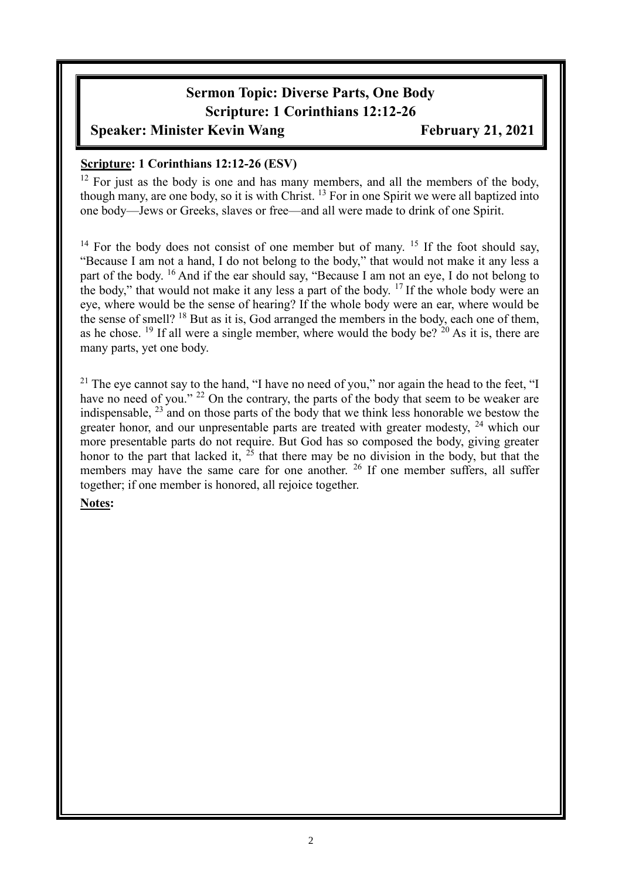# Sermon Topic: Diverse Parts, One Body
## Scripture: 1 Corinthians 12:12-26
**Speaker: Minister Kevin Wang** **February 21, 2021**

**Scripture: 1 Corinthians 12:12-26 (ESV)**

[12] For just as the body is one and has many members, and all the members of the body, though many, are one body, so it is with Christ. [13] For in one Spirit we were all baptized into one body—Jews or Greeks, slaves or free—and all were made to drink of one Spirit.

[14] For the body does not consist of one member but of many. [15] If the foot should say, "Because I am not a hand, I do not belong to the body," that would not make it any less a part of the body. [16] And if the ear should say, "Because I am not an eye, I do not belong to the body," that would not make it any less a part of the body. [17] If the whole body were an eye, where would be the sense of hearing? If the whole body were an ear, where would be the sense of smell? [18] But as it is, God arranged the members in the body, each one of them, as he chose. [19] If all were a single member, where would the body be? [20] As it is, there are many parts, yet one body.

[21] The eye cannot say to the hand, "I have no need of you," nor again the head to the feet, "I have no need of you." [22] On the contrary, the parts of the body that seem to be weaker are indispensable, [23] and on those parts of the body that we think less honorable we bestow the greater honor, and our unpresentable parts are treated with greater modesty, [24] which our more presentable parts do not require. But God has so composed the body, giving greater honor to the part that lacked it, [25] that there may be no division in the body, but that the members may have the same care for one another. [26] If one member suffers, all suffer together; if one member is honored, all rejoice together.

**Notes:**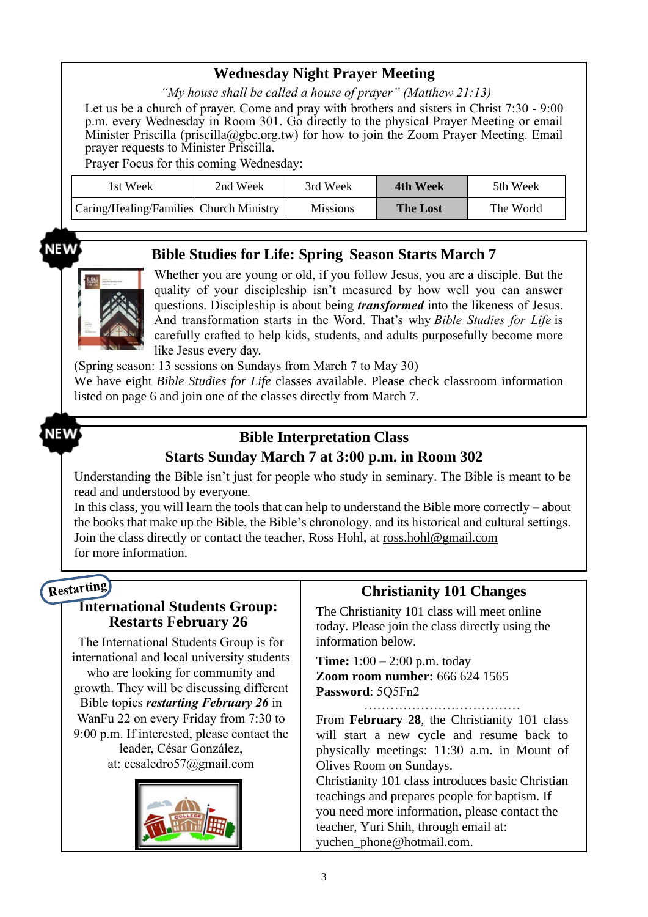## Wednesday Night Prayer Meeting

*"My house shall be called a house of prayer" (Matthew 21:13)*

Let us be a church of prayer. Come and pray with brothers and sisters in Christ 7:30 - 9:00 p.m. every Wednesday in Room 301. Go directly to the physical Prayer Meeting or email Minister Priscilla (priscilla@gbc.org.tw) for how to join the Zoom Prayer Meeting. Email prayer requests to Minister Priscilla.

Prayer Focus for this coming Wednesday:

| 1st Week | 2nd Week | 3rd Week | **4th Week** | 5th Week |
|---|---|---|---|---|
| Caring/Healing/Families | Church Ministry | Missions | **The Lost** | The World |

NEW

## Bible Studies for Life: Spring Season Starts March 7

Whether you are young or old, if you follow Jesus, you are a disciple. But the quality of your discipleship isn't measured by how well you can answer questions. Discipleship is about being ***transformed*** into the likeness of Jesus. And transformation starts in the Word. That's why *Bible Studies for Life* is carefully crafted to help kids, students, and adults purposefully become more like Jesus every day.

(Spring season: 13 sessions on Sundays from March 7 to May 30)

We have eight *Bible Studies for Life* classes available. Please check classroom information listed on page 6 and join one of the classes directly from March 7.

NEW

## Bible Interpretation Class
## Starts Sunday March 7 at 3:00 p.m. in Room 302

Understanding the Bible isn't just for people who study in seminary. The Bible is meant to be read and understood by everyone.

In this class, you will learn the tools that can help to understand the Bible more correctly – about the books that make up the Bible, the Bible's chronology, and its historical and cultural settings. Join the class directly or contact the teacher, Ross Hohl, at ross.hohl@gmail.com for more information.

Restarting

## International Students Group: Restarts February 26

The International Students Group is for international and local university students who are looking for community and growth. They will be discussing different Bible topics ***restarting February 26*** in WanFu 22 on every Friday from 7:30 to 9:00 p.m. If interested, please contact the leader, César González, at: cesaledro57@gmail.com

## Christianity 101 Changes

The Christianity 101 class will meet online today. Please join the class directly using the information below.

**Time:** 1:00 – 2:00 p.m. today
**Zoom room number:** 666 624 1565
**Password**: 5Q5Fn2

………………………………

From **February 28**, the Christianity 101 class will start a new cycle and resume back to physically meetings: 11:30 a.m. in Mount of Olives Room on Sundays.

Christianity 101 class introduces basic Christian teachings and prepares people for baptism. If you need more information, please contact the teacher, Yuri Shih, through email at: yuchen_phone@hotmail.com.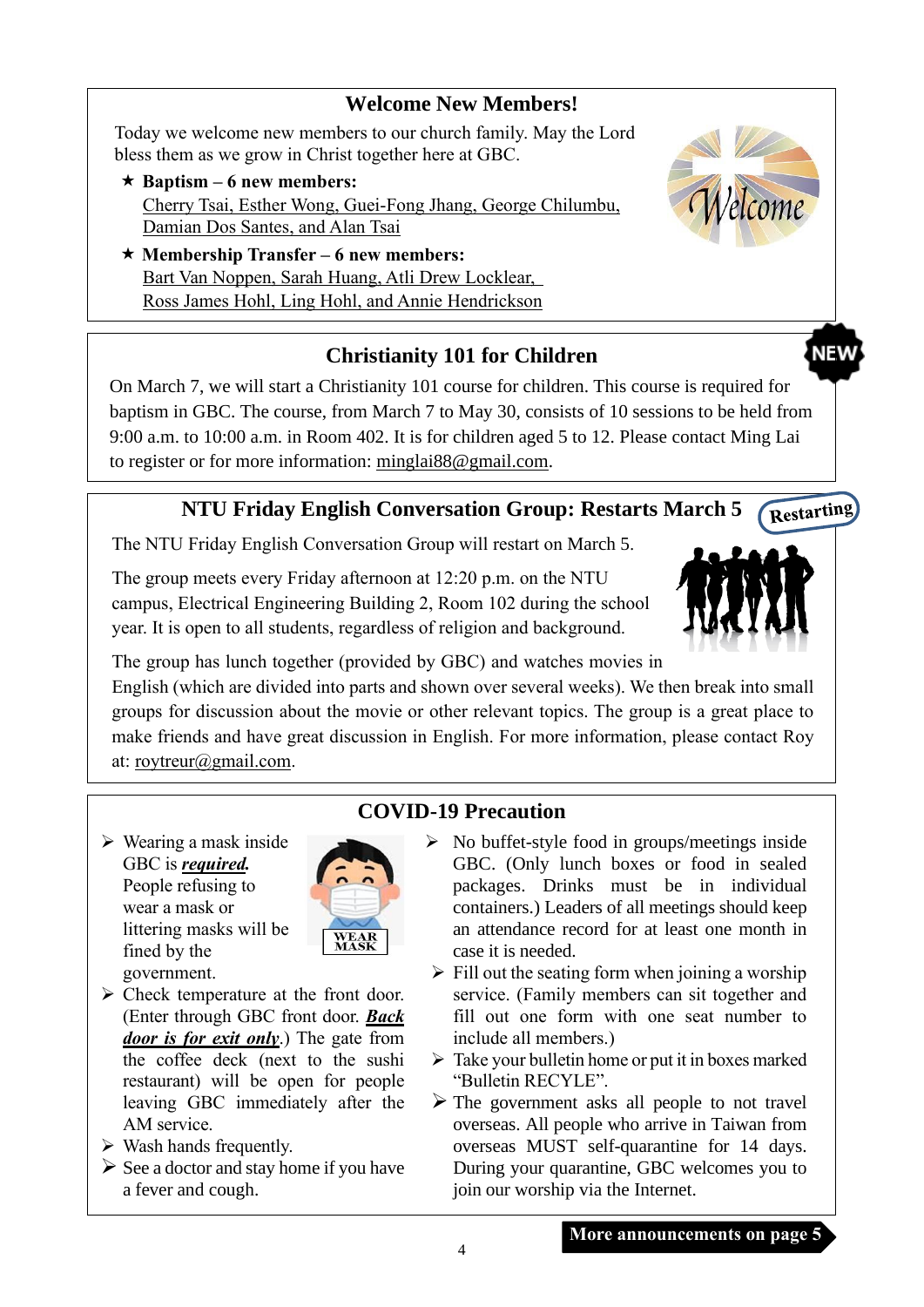## Welcome New Members!

Today we welcome new members to our church family. May the Lord bless them as we grow in Christ together here at GBC.

- ★ **Baptism – 6 new members:**
  Cherry Tsai, Esther Wong, Guei-Fong Jhang, George Chilumbu, Damian Dos Santes, and Alan Tsai
- ★ **Membership Transfer – 6 new members:**
  Bart Van Noppen, Sarah Huang, Atli Drew Locklear, Ross James Hohl, Ling Hohl, and Annie Hendrickson

## Christianity 101 for Children

On March 7, we will start a Christianity 101 course for children. This course is required for baptism in GBC. The course, from March 7 to May 30, consists of 10 sessions to be held from 9:00 a.m. to 10:00 a.m. in Room 402. It is for children aged 5 to 12. Please contact Ming Lai to register or for more information: minglai88@gmail.com.

## NTU Friday English Conversation Group: Restarts March 5

The NTU Friday English Conversation Group will restart on March 5.

The group meets every Friday afternoon at 12:20 p.m. on the NTU campus, Electrical Engineering Building 2, Room 102 during the school year. It is open to all students, regardless of religion and background.

The group has lunch together (provided by GBC) and watches movies in English (which are divided into parts and shown over several weeks). We then break into small groups for discussion about the movie or other relevant topics. The group is a great place to make friends and have great discussion in English. For more information, please contact Roy at: roytreur@gmail.com.

## COVID-19 Precaution

- Wearing a mask inside GBC is ***required.*** People refusing to wear a mask or littering masks will be fined by the government.
- Check temperature at the front door. (Enter through GBC front door. ***Back door is for exit only***.) The gate from the coffee deck (next to the sushi restaurant) will be open for people leaving GBC immediately after the AM service.
- Wash hands frequently.
- See a doctor and stay home if you have a fever and cough.
- No buffet-style food in groups/meetings inside GBC. (Only lunch boxes or food in sealed packages. Drinks must be in individual containers.) Leaders of all meetings should keep an attendance record for at least one month in case it is needed.
- Fill out the seating form when joining a worship service. (Family members can sit together and fill out one form with one seat number to include all members.)
- Take your bulletin home or put it in boxes marked "Bulletin RECYLE".
- The government asks all people to not travel overseas. All people who arrive in Taiwan from overseas MUST self-quarantine for 14 days. During your quarantine, GBC welcomes you to join our worship via the Internet.

**More announcements on page 5**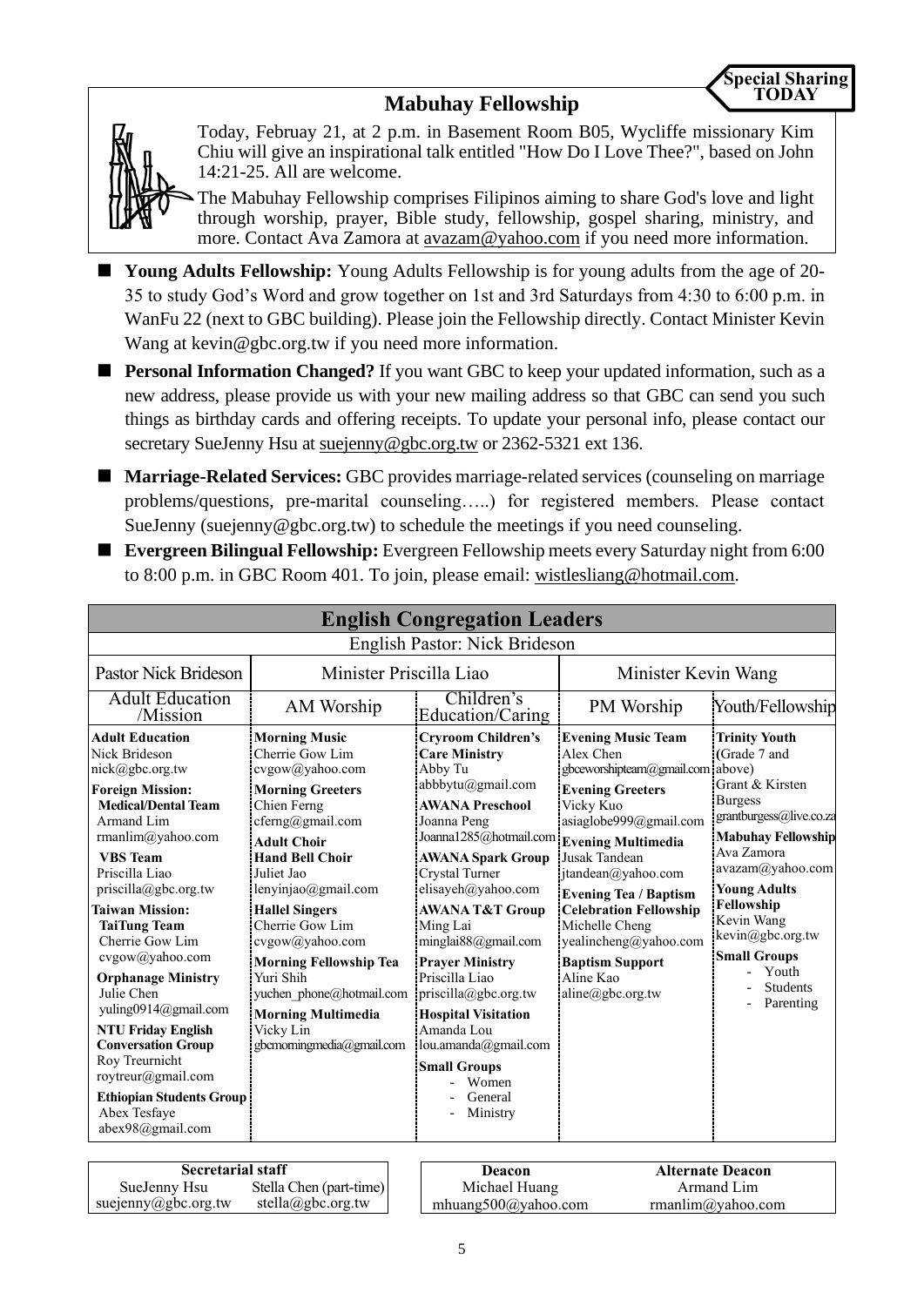## Mabuhay Fellowship

**Special Sharing TODAY**

Today, Februay 21, at 2 p.m. in Basement Room B05, Wycliffe missionary Kim Chiu will give an inspirational talk entitled "How Do I Love Thee?", based on John 14:21-25. All are welcome.

The Mabuhay Fellowship comprises Filipinos aiming to share God's love and light through worship, prayer, Bible study, fellowship, gospel sharing, ministry, and more. Contact Ava Zamora at avazam@yahoo.com if you need more information.

- **Young Adults Fellowship:** Young Adults Fellowship is for young adults from the age of 20-35 to study God's Word and grow together on 1st and 3rd Saturdays from 4:30 to 6:00 p.m. in WanFu 22 (next to GBC building). Please join the Fellowship directly. Contact Minister Kevin Wang at kevin@gbc.org.tw if you need more information.
- **Personal Information Changed?** If you want GBC to keep your updated information, such as a new address, please provide us with your new mailing address so that GBC can send you such things as birthday cards and offering receipts. To update your personal info, please contact our secretary SueJenny Hsu at suejenny@gbc.org.tw or 2362-5321 ext 136.
- **Marriage-Related Services:** GBC provides marriage-related services (counseling on marriage problems/questions, pre-marital counseling…..) for registered members. Please contact SueJenny (suejenny@gbc.org.tw) to schedule the meetings if you need counseling.
- **Evergreen Bilingual Fellowship:** Evergreen Fellowship meets every Saturday night from 6:00 to 8:00 p.m. in GBC Room 401. To join, please email: wistlesliang@hotmail.com.

## English Congregation Leaders

English Pastor: Nick Brideson

| Pastor Nick Brideson | Minister Priscilla Liao | | Minister Kevin Wang | |
|---|---|---|---|---|
| Adult Education /Mission | AM Worship | Children's Education/Caring | PM Worship | Youth/Fellowship |
| **Adult Education** Nick Brideson nick@gbc.org.tw<br>**Foreign Mission:**<br>**Medical/Dental Team** Armand Lim rmanlim@yahoo.com<br>**VBS Team** Priscilla Liao priscilla@gbc.org.tw<br>**Taiwan Mission:**<br>**TaiTung Team** Cherrie Gow Lim cvgow@yahoo.com<br>**Orphanage Ministry** Julie Chen yuling0914@gmail.com<br>**NTU Friday English Conversation Group** Roy Treurnicht roytreur@gmail.com<br>**Ethiopian Students Group** Abex Tesfaye abex98@gmail.com | **Morning Music** Cherrie Gow Lim cvgow@yahoo.com<br>**Morning Greeters** Chien Ferng cferng@gmail.com<br>**Adult Choir**<br>**Hand Bell Choir** Juliet Jao lenyinjao@gmail.com<br>**Hallel Singers** Cherrie Gow Lim cvgow@yahoo.com<br>**Morning Fellowship Tea** Yuri Shih yuchen_phone@hotmail.com<br>**Morning Multimedia** Vicky Lin gbcmorningmedia@gmail.com | **Cryroom Children's Care Ministry** Abby Tu abbbytu@gmail.com<br>**AWANA Preschool** Joanna Peng Joanna1285@hotmail.com<br>**AWANA Spark Group** Crystal Turner elisayeh@yahoo.com<br>**AWANA T&T Group** Ming Lai minglai88@gmail.com<br>**Prayer Ministry** Priscilla Liao priscilla@gbc.org.tw<br>**Hospital Visitation** Amanda Lou lou.amanda@gmail.com<br>**Small Groups**<br>- Women<br>- General<br>- Ministry | **Evening Music Team** Alex Chen gbceworshipteam@gmail.com<br>**Evening Greeters** Vicky Kuo asiaglobe999@gmail.com<br>**Evening Multimedia** Jusak Tandean jtandean@yahoo.com<br>**Evening Tea / Baptism Celebration Fellowship** Michelle Cheng yealincheng@yahoo.com<br>**Baptism Support** Aline Kao aline@gbc.org.tw | **Trinity Youth** (Grade 7 and above) Grant & Kirsten Burgess grantburgess@live.co.za<br>**Mabuhay Fellowship** Ava Zamora avazam@yahoo.com<br>**Young Adults Fellowship** Kevin Wang kevin@gbc.org.tw<br>**Small Groups**<br>- Youth<br>- Students<br>- Parenting |

| **Secretarial staff** | |
|---|---|
| SueJenny Hsu | Stella Chen (part-time) |
| suejenny@gbc.org.tw | stella@gbc.org.tw |

| **Deacon** | **Alternate Deacon** |
|---|---|
| Michael Huang | Armand Lim |
| mhuang500@yahoo.com | rmanlim@yahoo.com |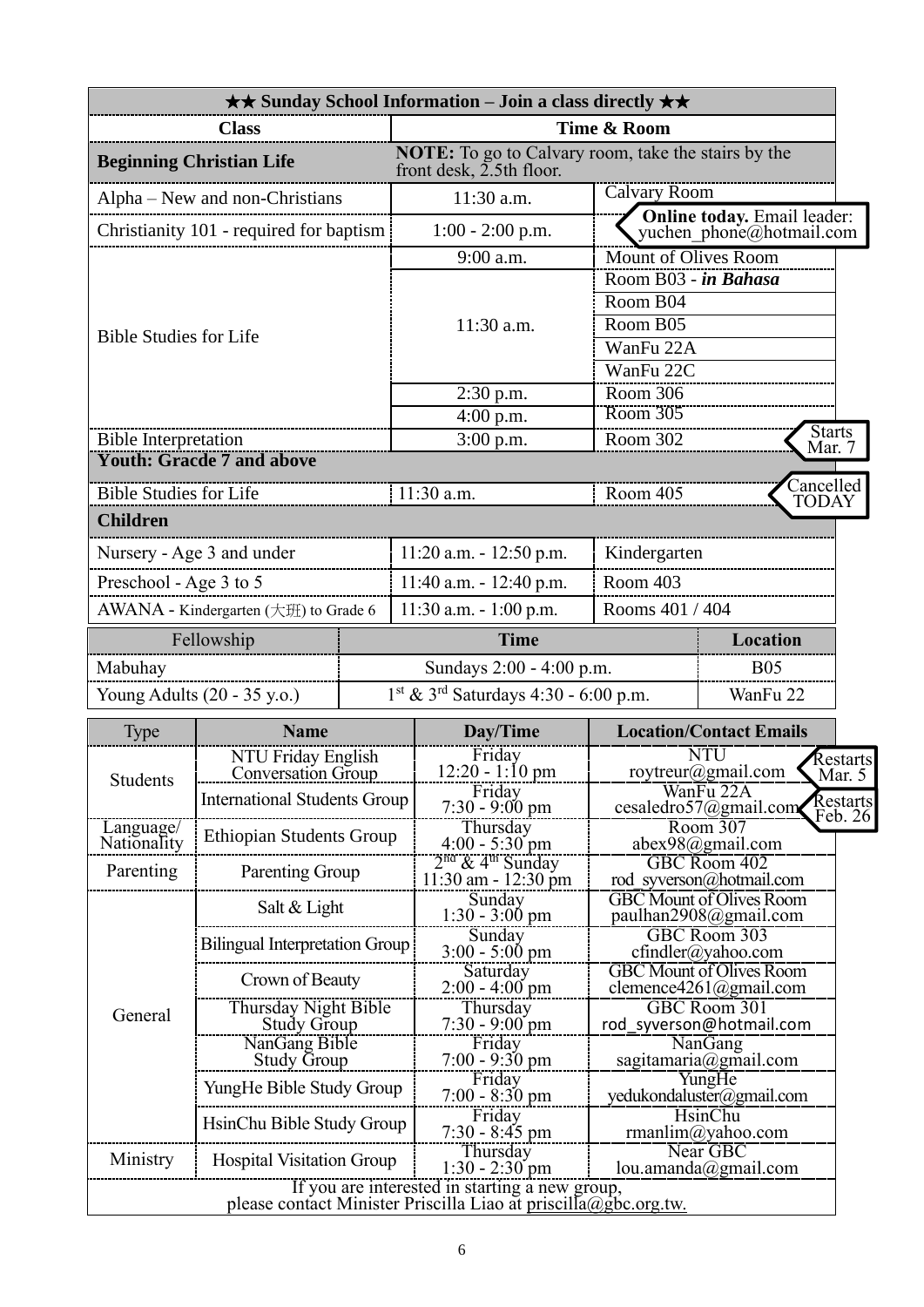| ★★ Sunday School Information – Join a class directly ★★ | | |
|---|---|---|
| **Class** | **Time & Room** | |
| **Beginning Christian Life** | **NOTE:** To go to Calvary room, take the stairs by the front desk, 2.5th floor. | |
| Alpha – New and non-Christians | 11:30 a.m. | Calvary Room |
| Christianity 101 - required for baptism | 1:00 - 2:00 p.m. | **Online today.** Email leader: yuchen_phone@hotmail.com |
| Bible Studies for Life | 9:00 a.m. | Mount of Olives Room |
| | 11:30 a.m. | Room B03 - ***in Bahasa*** |
| | | Room B04 |
| | | Room B05 |
| | | WanFu 22A |
| | | WanFu 22C |
| | 2:30 p.m. | Room 306 |
| | 4:00 p.m. | Room 305 |
| Bible Interpretation | 3:00 p.m. | Room 302 (Starts Mar. 7) |
| **Youth: Gracde 7 and above** | | |
| Bible Studies for Life | 11:30 a.m. | Room 405 (Cancelled TODAY) |
| **Children** | | |
| Nursery - Age 3 and under | 11:20 a.m. - 12:50 p.m. | Kindergarten |
| Preschool - Age 3 to 5 | 11:40 a.m. - 12:40 p.m. | Room 403 |
| AWANA - Kindergarten (大班) to Grade 6 | 11:30 a.m. - 1:00 p.m. | Rooms 401 / 404 |

| Fellowship | **Time** | **Location** |
|---|---|---|
| Mabuhay | Sundays 2:00 - 4:00 p.m. | B05 |
| Young Adults (20 - 35 y.o.) | 1st & 3rd Saturdays 4:30 - 6:00 p.m. | WanFu 22 |

| Type | **Name** | **Day/Time** | **Location/Contact Emails** |
|---|---|---|---|
| Students | NTU Friday English Conversation Group | Friday 12:20 - 1:10 pm | NTU roytreur@gmail.com (Restarts Mar. 5) |
| | International Students Group | Friday 7:30 - 9:00 pm | WanFu 22A cesaledro57@gmail.com (Restarts Feb. 26) |
| Language/ Nationality | Ethiopian Students Group | Thursday 4:00 - 5:30 pm | Room 307 abex98@gmail.com |
| Parenting | Parenting Group | 2nd & 4th Sunday 11:30 am - 12:30 pm | GBC Room 402 rod_syverson@hotmail.com |
| General | Salt & Light | Sunday 1:30 - 3:00 pm | GBC Mount of Olives Room paulhan2908@gmail.com |
| | Bilingual Interpretation Group | Sunday 3:00 - 5:00 pm | GBC Room 303 cfindler@yahoo.com |
| | Crown of Beauty | Saturday 2:00 - 4:00 pm | GBC Mount of Olives Room clemence4261@gmail.com |
| | Thursday Night Bible Study Group | Thursday 7:30 - 9:00 pm | GBC Room 301 rod_syverson@hotmail.com |
| | NanGang Bible Study Group | Friday 7:00 - 9:30 pm | NanGang sagitamaria@gmail.com |
| | YungHe Bible Study Group | Friday 7:00 - 8:30 pm | YungHe yedukondaluster@gmail.com |
| | HsinChu Bible Study Group | Friday 7:30 - 8:45 pm | HsinChu rmanlim@yahoo.com |
| Ministry | Hospital Visitation Group | Thursday 1:30 - 2:30 pm | Near GBC lou.amanda@gmail.com |

If you are interested in starting a new group, please contact Minister Priscilla Liao at priscilla@gbc.org.tw.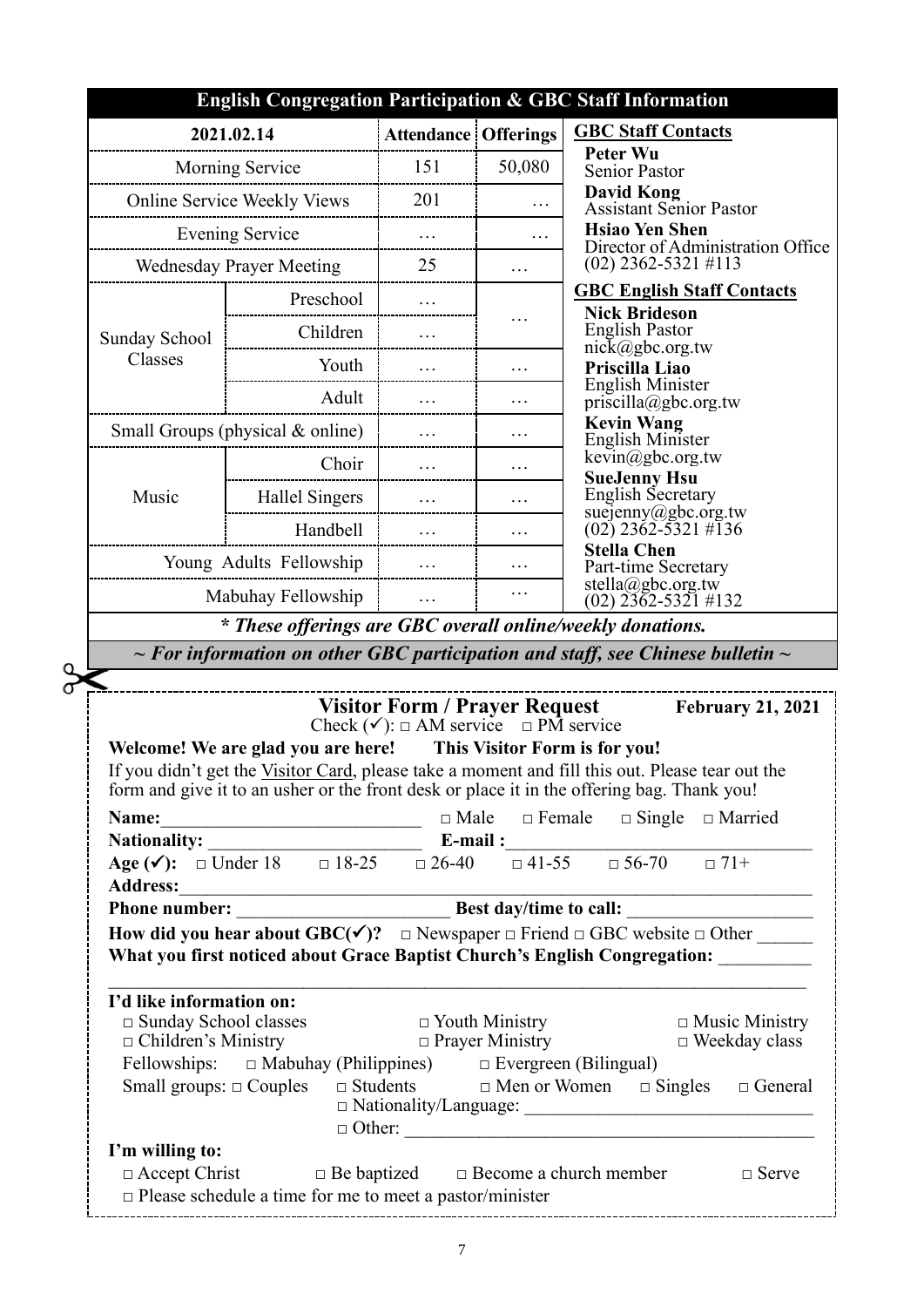## English Congregation Participation & GBC Staff Information

| 2021.02.14 | | Attendance | Offerings |
|---|---|---|---|
| Morning Service | | 151 | 50,080 |
| Online Service Weekly Views | | 201 | … |
| Evening Service | | … | … |
| Wednesday Prayer Meeting | | 25 | … |
| Sunday School Classes | Preschool | … | … |
| | Children | … | |
| | Youth | … | … |
| | Adult | … | … |
| Small Groups (physical & online) | | … | … |
| Music | Choir | … | … |
| | Hallel Singers | … | … |
| | Handbell | … | … |
| Young Adults Fellowship | | … | … |
| Mabuhay Fellowship | | … | … |

**GBC Staff Contacts**

**Peter Wu**
Senior Pastor

**David Kong**
Assistant Senior Pastor

**Hsiao Yen Shen**
Director of Administration Office
(02) 2362-5321 #113

**GBC English Staff Contacts**

**Nick Brideson**
English Pastor
nick@gbc.org.tw

**Priscilla Liao**
English Minister
priscilla@gbc.org.tw

**Kevin Wang**
English Minister
kevin@gbc.org.tw

**SueJenny Hsu**
English Secretary
suejenny@gbc.org.tw
(02) 2362-5321 #136

**Stella Chen**
Part-time Secretary
stella@gbc.org.tw
(02) 2362-5321 #132

***\* These offerings are GBC overall online/weekly donations.***

***~ For information on other GBC participation and staff, see Chinese bulletin ~***

---

### Visitor Form / Prayer Request — February 21, 2021

Check (✓): □ AM service □ PM service

**Welcome! We are glad you are here! This Visitor Form is for you!**

If you didn't get the Visitor Card, please take a moment and fill this out. Please tear out the form and give it to an usher or the front desk or place it in the offering bag. Thank you!

**Name:**\_\_\_\_\_\_\_\_\_\_\_\_\_\_\_\_\_\_\_\_ □ Male □ Female □ Single □ Married

**Nationality:** \_\_\_\_\_\_\_\_\_\_\_\_\_\_\_\_\_\_ **E-mail :**\_\_\_\_\_\_\_\_\_\_\_\_\_\_\_\_\_\_\_\_

**Age (✓):** □ Under 18 □ 18-25 □ 26-40 □ 41-55 □ 56-70 □ 71+

**Address:**\_\_\_\_\_\_\_\_\_\_\_\_\_\_\_\_\_\_\_\_\_\_\_\_\_\_\_\_\_\_\_\_\_\_\_\_\_\_\_\_

**Phone number:** \_\_\_\_\_\_\_\_\_\_\_\_\_\_\_\_\_\_ **Best day/time to call:** \_\_\_\_\_\_\_\_\_\_\_\_\_\_\_\_

**How did you hear about GBC(✓)?** □ Newspaper □ Friend □ GBC website □ Other \_\_\_\_\_\_

**What you first noticed about Grace Baptist Church's English Congregation:** \_\_\_\_\_\_\_\_\_\_

\_\_\_\_\_\_\_\_\_\_\_\_\_\_\_\_\_\_\_\_\_\_\_\_\_\_\_\_\_\_\_\_\_\_\_\_\_\_\_\_\_\_\_\_\_\_\_\_\_\_\_\_\_\_\_\_

**I'd like information on:**

□ Sunday School classes □ Youth Ministry □ Music Ministry
□ Children's Ministry □ Prayer Ministry □ Weekday class

Fellowships: □ Mabuhay (Philippines) □ Evergreen (Bilingual)

Small groups: □ Couples □ Students □ Men or Women □ Singles □ General
□ Nationality/Language: \_\_\_\_\_\_\_\_\_\_\_\_\_\_\_\_\_\_\_\_
□ Other: \_\_\_\_\_\_\_\_\_\_\_\_\_\_\_\_\_\_\_\_\_\_\_\_\_\_\_\_

**I'm willing to:**

□ Accept Christ □ Be baptized □ Become a church member □ Serve

□ Please schedule a time for me to meet a pastor/minister